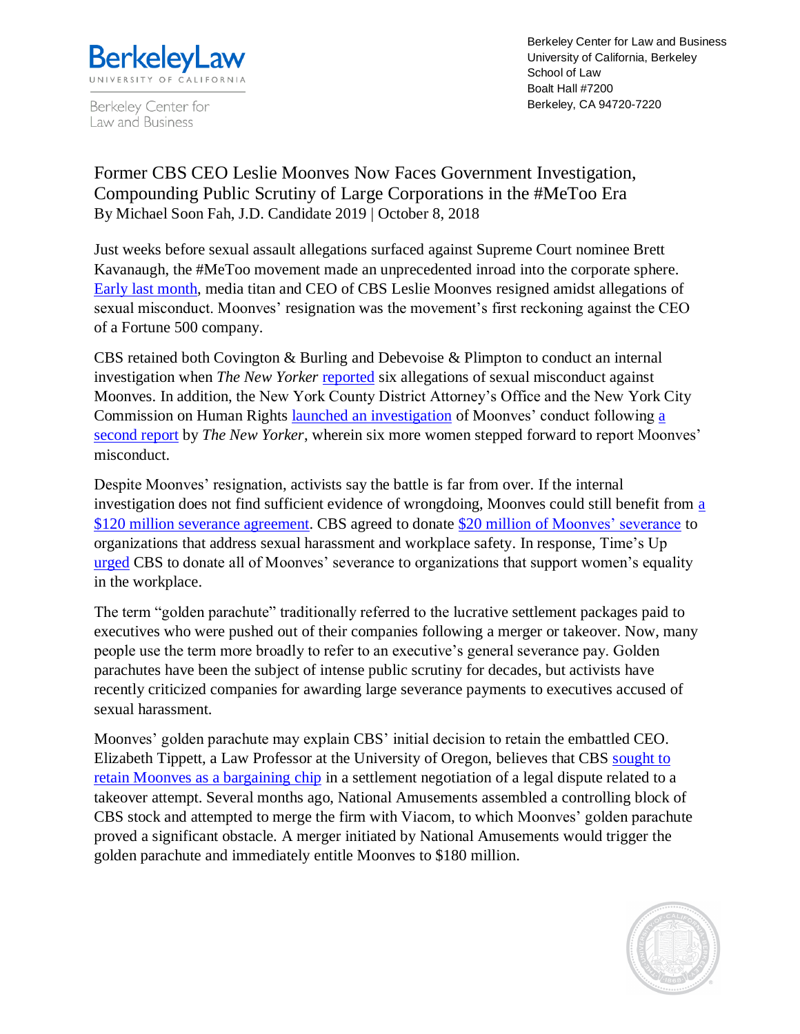Berkeley Law
UNIVERSITY OF CALIFORNIA

Berkeley Center for Law and Business

Berkeley Center for Law and Business
University of California, Berkeley
School of Law
Boalt Hall #7200
Berkeley, CA 94720-7220

# Former CBS CEO Leslie Moonves Now Faces Government Investigation, Compounding Public Scrutiny of Large Corporations in the #MeToo Era

By Michael Soon Fah, J.D. Candidate 2019 | October 8, 2018

Just weeks before sexual assault allegations surfaced against Supreme Court nominee Brett Kavanaugh, the #MeToo movement made an unprecedented inroad into the corporate sphere. Early last month, media titan and CEO of CBS Leslie Moonves resigned amidst allegations of sexual misconduct. Moonves' resignation was the movement's first reckoning against the CEO of a Fortune 500 company.

CBS retained both Covington & Burling and Debevoise & Plimpton to conduct an internal investigation when *The New Yorker* reported six allegations of sexual misconduct against Moonves. In addition, the New York County District Attorney's Office and the New York City Commission on Human Rights launched an investigation of Moonves' conduct following a second report by *The New Yorker*, wherein six more women stepped forward to report Moonves' misconduct.

Despite Moonves' resignation, activists say the battle is far from over. If the internal investigation does not find sufficient evidence of wrongdoing, Moonves could still benefit from a $120 million severance agreement. CBS agreed to donate $20 million of Moonves' severance to organizations that address sexual harassment and workplace safety. In response, Time's Up urged CBS to donate all of Moonves' severance to organizations that support women's equality in the workplace.

The term "golden parachute" traditionally referred to the lucrative settlement packages paid to executives who were pushed out of their companies following a merger or takeover. Now, many people use the term more broadly to refer to an executive's general severance pay. Golden parachutes have been the subject of intense public scrutiny for decades, but activists have recently criticized companies for awarding large severance payments to executives accused of sexual harassment.

Moonves' golden parachute may explain CBS' initial decision to retain the embattled CEO. Elizabeth Tippett, a Law Professor at the University of Oregon, believes that CBS sought to retain Moonves as a bargaining chip in a settlement negotiation of a legal dispute related to a takeover attempt. Several months ago, National Amusements assembled a controlling block of CBS stock and attempted to merge the firm with Viacom, to which Moonves' golden parachute proved a significant obstacle. A merger initiated by National Amusements would trigger the golden parachute and immediately entitle Moonves to $180 million.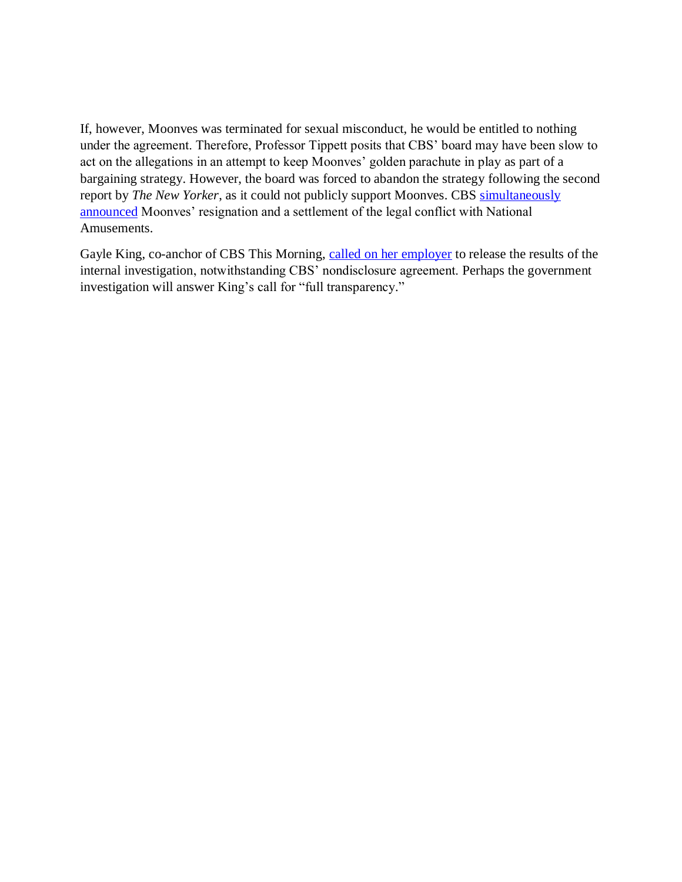If, however, Moonves was terminated for sexual misconduct, he would be entitled to nothing under the agreement. Therefore, Professor Tippett posits that CBS' board may have been slow to act on the allegations in an attempt to keep Moonves' golden parachute in play as part of a bargaining strategy. However, the board was forced to abandon the strategy following the second report by *The New Yorker*, as it could not publicly support Moonves. CBS simultaneously announced Moonves' resignation and a settlement of the legal conflict with National Amusements.

Gayle King, co-anchor of CBS This Morning, called on her employer to release the results of the internal investigation, notwithstanding CBS' nondisclosure agreement. Perhaps the government investigation will answer King's call for "full transparency."